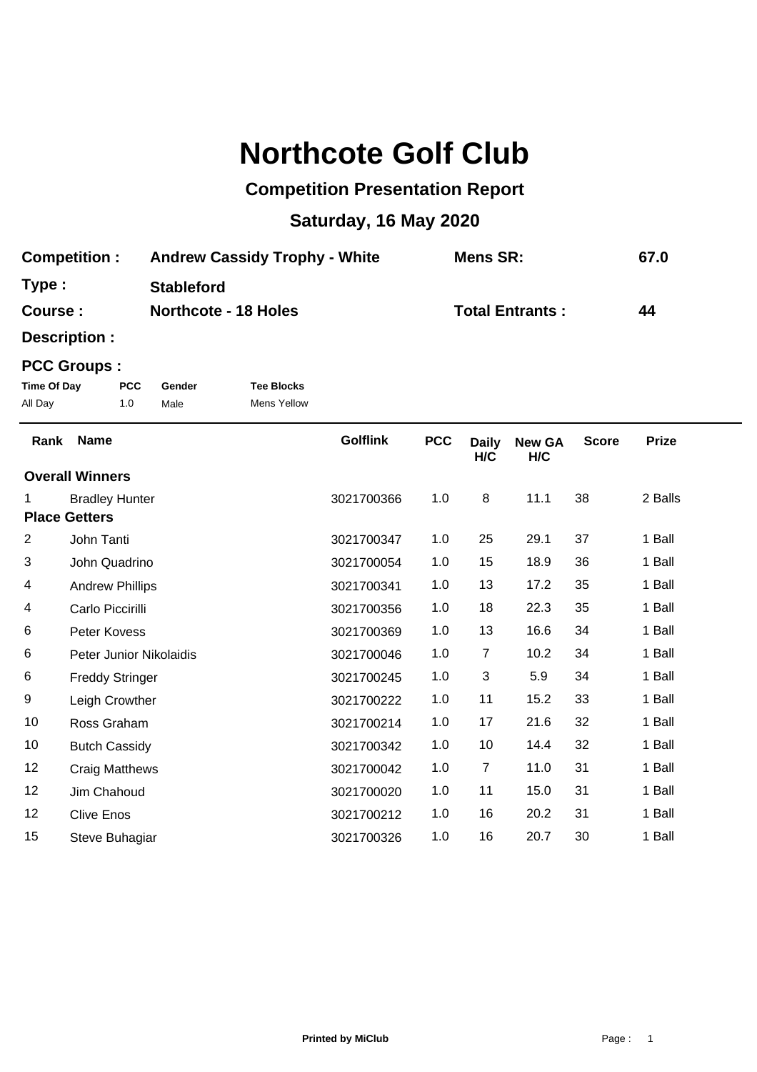# Northcote Golf Club

## Competition Presentation Report

## Saturday, 16 May 2020

**Competition :** **Andrew Cassidy Trophy - White** **Mens SR:** **67.0**

**Type :** **Stableford**

**Course :** **Northcote - 18 Holes** **Total Entrants :** **44**

**Description :**

**PCC Groups :**

| Time Of Day | PCC | Gender | Tee Blocks |
|---|---|---|---|
| All Day | 1.0 | Male | Mens Yellow |

| Rank | Name | Golflink | PCC | Daily H/C | New GA H/C | Score | Prize |
|---|---|---|---|---|---|---|---|
| **Overall Winners** | | | | | | | |
| 1 | Bradley Hunter | 3021700366 | 1.0 | 8 | 11.1 | 38 | 2 Balls |
| **Place Getters** | | | | | | | |
| 2 | John Tanti | 3021700347 | 1.0 | 25 | 29.1 | 37 | 1 Ball |
| 3 | John Quadrino | 3021700054 | 1.0 | 15 | 18.9 | 36 | 1 Ball |
| 4 | Andrew Phillips | 3021700341 | 1.0 | 13 | 17.2 | 35 | 1 Ball |
| 4 | Carlo Piccirilli | 3021700356 | 1.0 | 18 | 22.3 | 35 | 1 Ball |
| 6 | Peter Kovess | 3021700369 | 1.0 | 13 | 16.6 | 34 | 1 Ball |
| 6 | Peter Junior Nikolaidis | 3021700046 | 1.0 | 7 | 10.2 | 34 | 1 Ball |
| 6 | Freddy Stringer | 3021700245 | 1.0 | 3 | 5.9 | 34 | 1 Ball |
| 9 | Leigh Crowther | 3021700222 | 1.0 | 11 | 15.2 | 33 | 1 Ball |
| 10 | Ross Graham | 3021700214 | 1.0 | 17 | 21.6 | 32 | 1 Ball |
| 10 | Butch Cassidy | 3021700342 | 1.0 | 10 | 14.4 | 32 | 1 Ball |
| 12 | Craig Matthews | 3021700042 | 1.0 | 7 | 11.0 | 31 | 1 Ball |
| 12 | Jim Chahoud | 3021700020 | 1.0 | 11 | 15.0 | 31 | 1 Ball |
| 12 | Clive Enos | 3021700212 | 1.0 | 16 | 20.2 | 31 | 1 Ball |
| 15 | Steve Buhagiar | 3021700326 | 1.0 | 16 | 20.7 | 30 | 1 Ball |

**Printed by MiClub**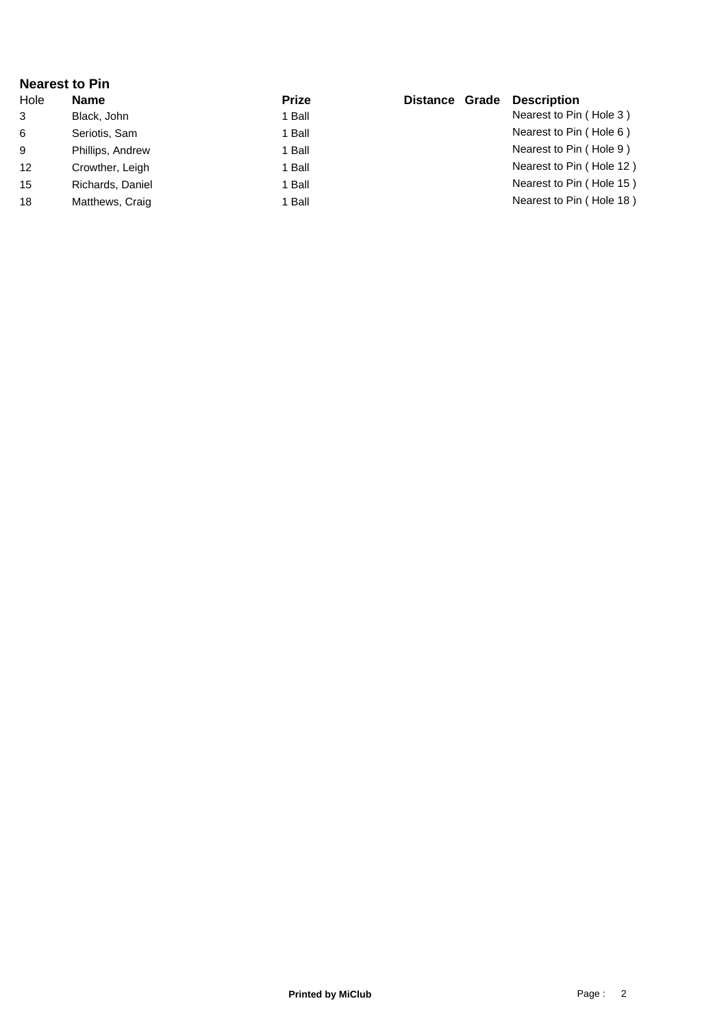## Nearest to Pin

| Hole | Name | Prize | Distance | Grade | Description |
|---|---|---|---|---|---|
| 3 | Black, John | 1 Ball | | | Nearest to Pin ( Hole 3 ) |
| 6 | Seriotis, Sam | 1 Ball | | | Nearest to Pin ( Hole 6 ) |
| 9 | Phillips, Andrew | 1 Ball | | | Nearest to Pin ( Hole 9 ) |
| 12 | Crowther, Leigh | 1 Ball | | | Nearest to Pin ( Hole 12 ) |
| 15 | Richards, Daniel | 1 Ball | | | Nearest to Pin ( Hole 15 ) |
| 18 | Matthews, Craig | 1 Ball | | | Nearest to Pin ( Hole 18 ) |

**Printed by MiClub**